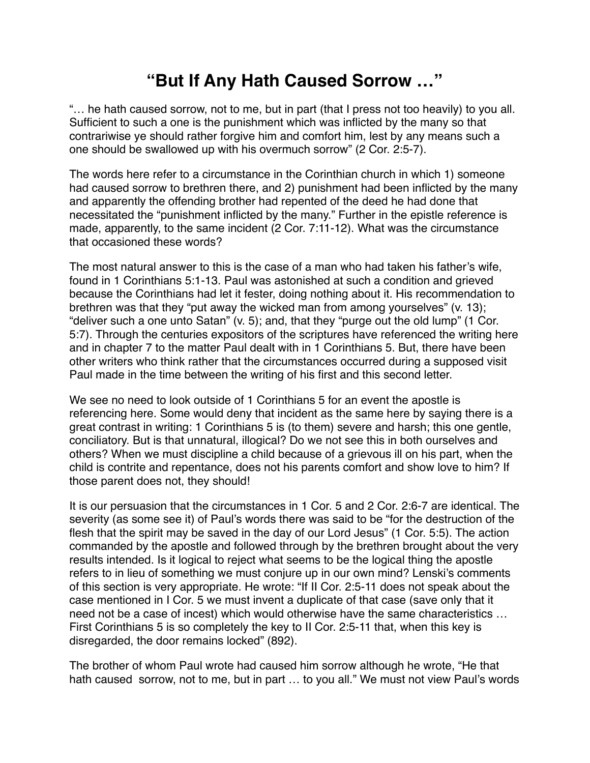# "But If Any Hath Caused Sorrow …"

"… he hath caused sorrow, not to me, but in part (that I press not too heavily) to you all. Sufficient to such a one is the punishment which was inflicted by the many so that contrariwise ye should rather forgive him and comfort him, lest by any means such a one should be swallowed up with his overmuch sorrow" (2 Cor. 2:5-7).

The words here refer to a circumstance in the Corinthian church in which 1) someone had caused sorrow to brethren there, and 2) punishment had been inflicted by the many and apparently the offending brother had repented of the deed he had done that necessitated the "punishment inflicted by the many." Further in the epistle reference is made, apparently, to the same incident (2 Cor. 7:11-12). What was the circumstance that occasioned these words?

The most natural answer to this is the case of a man who had taken his father's wife, found in 1 Corinthians 5:1-13. Paul was astonished at such a condition and grieved because the Corinthians had let it fester, doing nothing about it. His recommendation to brethren was that they "put away the wicked man from among yourselves" (v. 13); "deliver such a one unto Satan" (v. 5); and, that they "purge out the old lump" (1 Cor. 5:7). Through the centuries expositors of the scriptures have referenced the writing here and in chapter 7 to the matter Paul dealt with in 1 Corinthians 5. But, there have been other writers who think rather that the circumstances occurred during a supposed visit Paul made in the time between the writing of his first and this second letter.

We see no need to look outside of 1 Corinthians 5 for an event the apostle is referencing here. Some would deny that incident as the same here by saying there is a great contrast in writing: 1 Corinthians 5 is (to them) severe and harsh; this one gentle, conciliatory. But is that unnatural, illogical? Do we not see this in both ourselves and others? When we must discipline a child because of a grievous ill on his part, when the child is contrite and repentance, does not his parents comfort and show love to him? If those parent does not, they should!

It is our persuasion that the circumstances in 1 Cor. 5 and 2 Cor. 2:6-7 are identical. The severity (as some see it) of Paul's words there was said to be "for the destruction of the flesh that the spirit may be saved in the day of our Lord Jesus" (1 Cor. 5:5). The action commanded by the apostle and followed through by the brethren brought about the very results intended. Is it logical to reject what seems to be the logical thing the apostle refers to in lieu of something we must conjure up in our own mind? Lenski's comments of this section is very appropriate. He wrote: "If II Cor. 2:5-11 does not speak about the case mentioned in I Cor. 5 we must invent a duplicate of that case (save only that it need not be a case of incest) which would otherwise have the same characteristics … First Corinthians 5 is so completely the key to II Cor. 2:5-11 that, when this key is disregarded, the door remains locked" (892).

The brother of whom Paul wrote had caused him sorrow although he wrote, "He that hath caused sorrow, not to me, but in part … to you all." We must not view Paul's words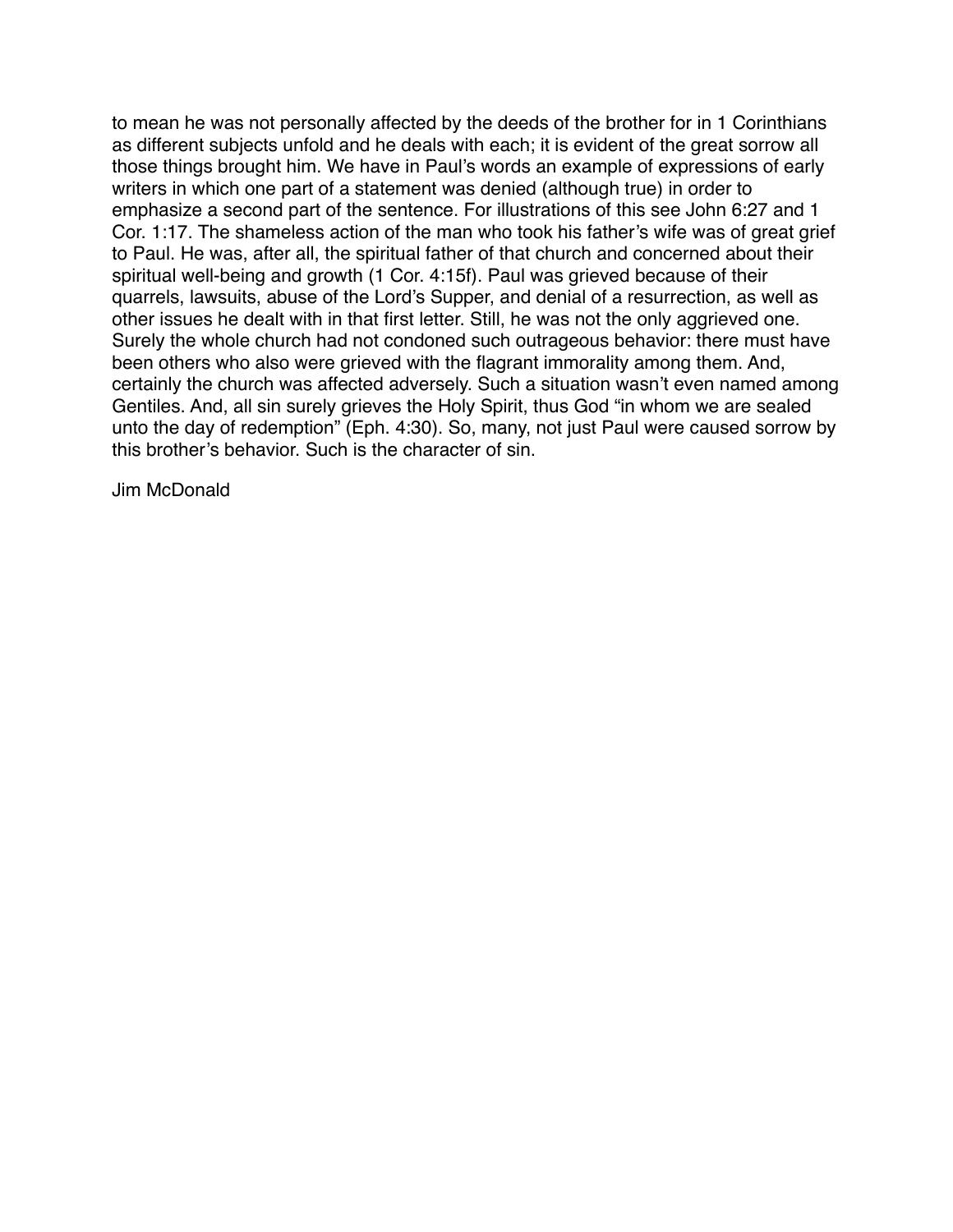to mean he was not personally affected by the deeds of the brother for in 1 Corinthians as different subjects unfold and he deals with each; it is evident of the great sorrow all those things brought him. We have in Paul's words an example of expressions of early writers in which one part of a statement was denied (although true) in order to emphasize a second part of the sentence. For illustrations of this see John 6:27 and 1 Cor. 1:17. The shameless action of the man who took his father's wife was of great grief to Paul. He was, after all, the spiritual father of that church and concerned about their spiritual well-being and growth (1 Cor. 4:15f). Paul was grieved because of their quarrels, lawsuits, abuse of the Lord's Supper, and denial of a resurrection, as well as other issues he dealt with in that first letter. Still, he was not the only aggrieved one. Surely the whole church had not condoned such outrageous behavior: there must have been others who also were grieved with the flagrant immorality among them. And, certainly the church was affected adversely. Such a situation wasn't even named among Gentiles. And, all sin surely grieves the Holy Spirit, thus God "in whom we are sealed unto the day of redemption" (Eph. 4:30). So, many, not just Paul were caused sorrow by this brother's behavior. Such is the character of sin.

Jim McDonald